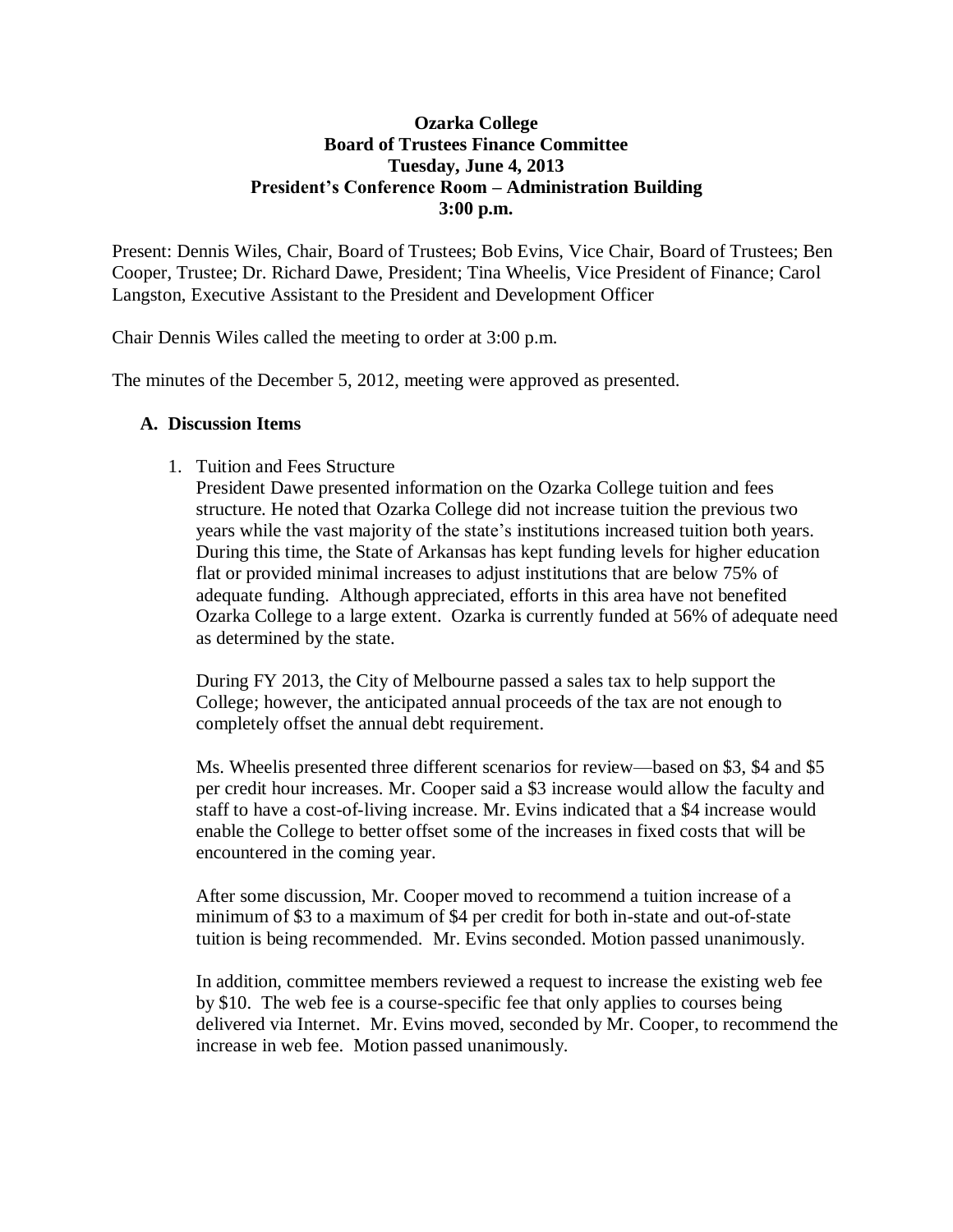**Ozarka College**
**Board of Trustees Finance Committee**
**Tuesday, June 4, 2013**
**President's Conference Room – Administration Building**
**3:00 p.m.**

Present: Dennis Wiles, Chair, Board of Trustees; Bob Evins, Vice Chair, Board of Trustees; Ben Cooper, Trustee; Dr. Richard Dawe, President; Tina Wheelis, Vice President of Finance; Carol Langston, Executive Assistant to the President and Development Officer

Chair Dennis Wiles called the meeting to order at 3:00 p.m.

The minutes of the December 5, 2012, meeting were approved as presented.

## A. Discussion Items

1. Tuition and Fees Structure

   President Dawe presented information on the Ozarka College tuition and fees structure. He noted that Ozarka College did not increase tuition the previous two years while the vast majority of the state's institutions increased tuition both years. During this time, the State of Arkansas has kept funding levels for higher education flat or provided minimal increases to adjust institutions that are below 75% of adequate funding. Although appreciated, efforts in this area have not benefited Ozarka College to a large extent. Ozarka is currently funded at 56% of adequate need as determined by the state.

   During FY 2013, the City of Melbourne passed a sales tax to help support the College; however, the anticipated annual proceeds of the tax are not enough to completely offset the annual debt requirement.

   Ms. Wheelis presented three different scenarios for review—based on $3, $4 and $5 per credit hour increases. Mr. Cooper said a $3 increase would allow the faculty and staff to have a cost-of-living increase. Mr. Evins indicated that a $4 increase would enable the College to better offset some of the increases in fixed costs that will be encountered in the coming year.

   After some discussion, Mr. Cooper moved to recommend a tuition increase of a minimum of $3 to a maximum of $4 per credit for both in-state and out-of-state tuition is being recommended. Mr. Evins seconded. Motion passed unanimously.

   In addition, committee members reviewed a request to increase the existing web fee by $10. The web fee is a course-specific fee that only applies to courses being delivered via Internet. Mr. Evins moved, seconded by Mr. Cooper, to recommend the increase in web fee. Motion passed unanimously.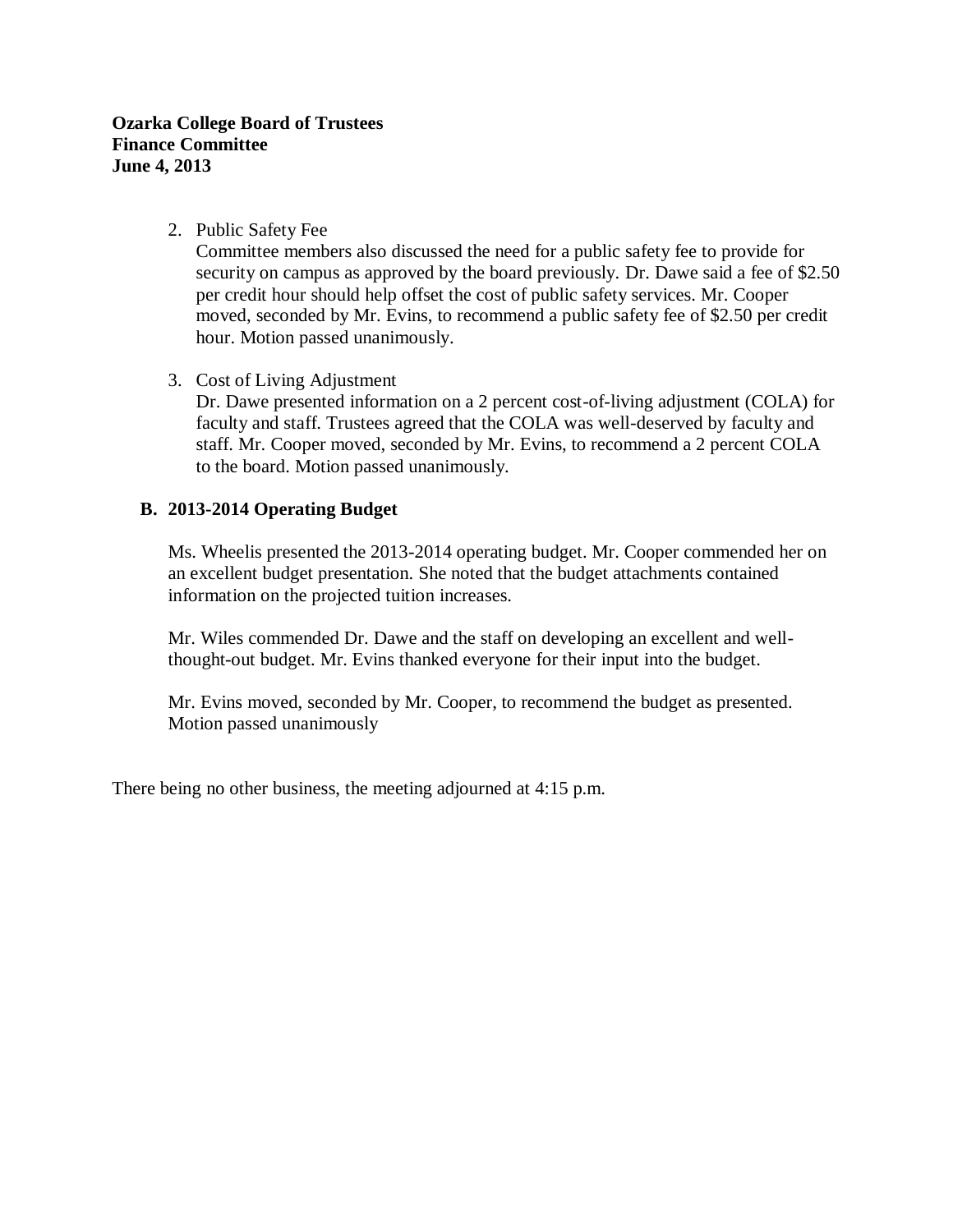**Ozarka College Board of Trustees**
**Finance Committee**
**June 4, 2013**

2. Public Safety Fee
   Committee members also discussed the need for a public safety fee to provide for security on campus as approved by the board previously. Dr. Dawe said a fee of $2.50 per credit hour should help offset the cost of public safety services. Mr. Cooper moved, seconded by Mr. Evins, to recommend a public safety fee of $2.50 per credit hour. Motion passed unanimously.

3. Cost of Living Adjustment
   Dr. Dawe presented information on a 2 percent cost-of-living adjustment (COLA) for faculty and staff. Trustees agreed that the COLA was well-deserved by faculty and staff. Mr. Cooper moved, seconded by Mr. Evins, to recommend a 2 percent COLA to the board. Motion passed unanimously.

**B. 2013-2014 Operating Budget**

Ms. Wheelis presented the 2013-2014 operating budget. Mr. Cooper commended her on an excellent budget presentation. She noted that the budget attachments contained information on the projected tuition increases.

Mr. Wiles commended Dr. Dawe and the staff on developing an excellent and well-thought-out budget. Mr. Evins thanked everyone for their input into the budget.

Mr. Evins moved, seconded by Mr. Cooper, to recommend the budget as presented. Motion passed unanimously

There being no other business, the meeting adjourned at 4:15 p.m.